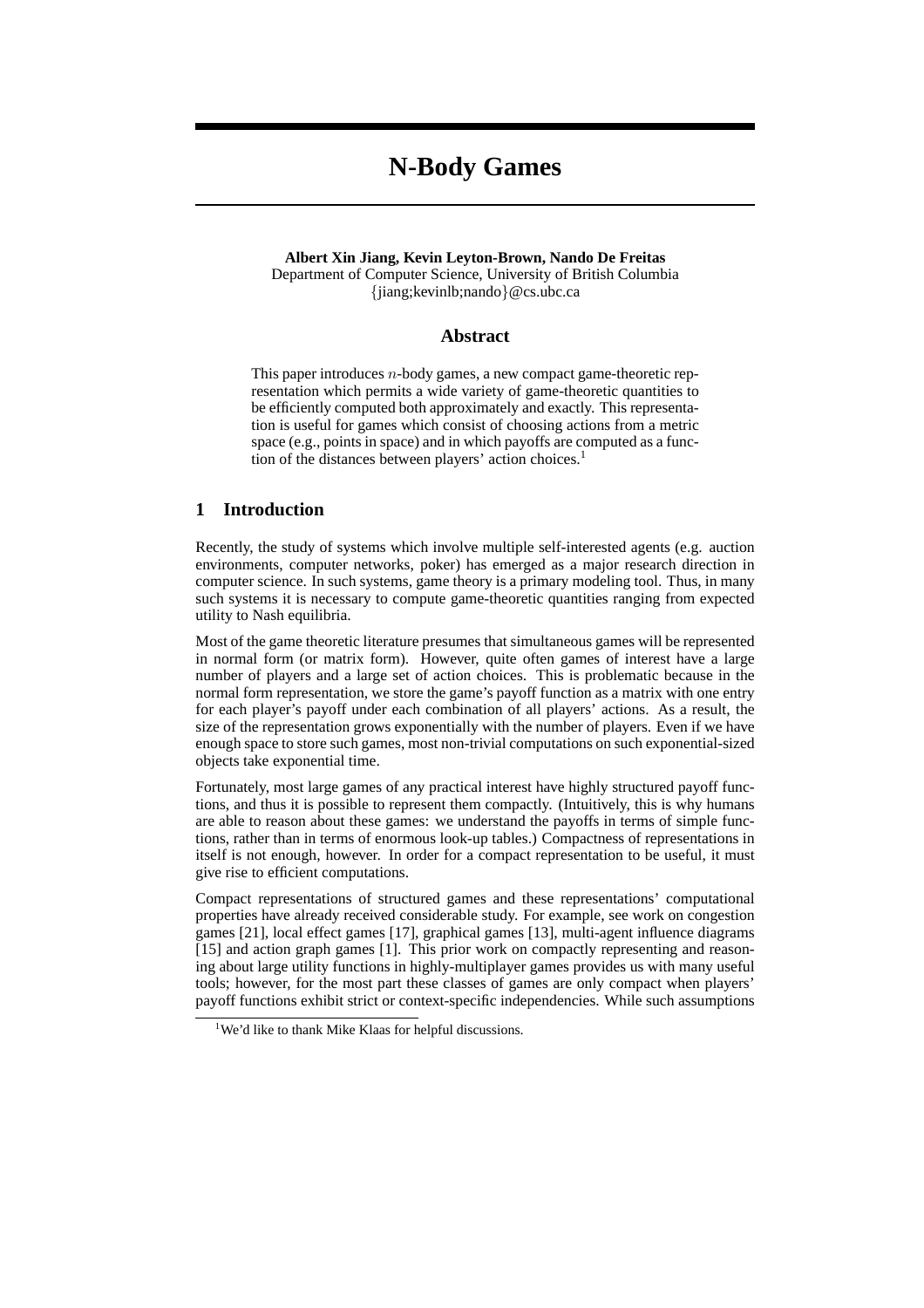# N-Body Games

**Albert Xin Jiang, Kevin Leyton-Brown, Nando De Freitas**
Department of Computer Science, University of British Columbia
{jiang;kevinlb;nando}@cs.ubc.ca

## Abstract

This paper introduces $n$-body games, a new compact game-theoretic representation which permits a wide variety of game-theoretic quantities to be efficiently computed both approximately and exactly. This representation is useful for games which consist of choosing actions from a metric space (e.g., points in space) and in which payoffs are computed as a function of the distances between players' action choices.[1]

## 1 Introduction

Recently, the study of systems which involve multiple self-interested agents (e.g. auction environments, computer networks, poker) has emerged as a major research direction in computer science. In such systems, game theory is a primary modeling tool. Thus, in many such systems it is necessary to compute game-theoretic quantities ranging from expected utility to Nash equilibria.

Most of the game theoretic literature presumes that simultaneous games will be represented in normal form (or matrix form). However, quite often games of interest have a large number of players and a large set of action choices. This is problematic because in the normal form representation, we store the game's payoff function as a matrix with one entry for each player's payoff under each combination of all players' actions. As a result, the size of the representation grows exponentially with the number of players. Even if we have enough space to store such games, most non-trivial computations on such exponential-sized objects take exponential time.

Fortunately, most large games of any practical interest have highly structured payoff functions, and thus it is possible to represent them compactly. (Intuitively, this is why humans are able to reason about these games: we understand the payoffs in terms of simple functions, rather than in terms of enormous look-up tables.) Compactness of representations in itself is not enough, however. In order for a compact representation to be useful, it must give rise to efficient computations.

Compact representations of structured games and these representations' computational properties have already received considerable study. For example, see work on congestion games [21], local effect games [17], graphical games [13], multi-agent influence diagrams [15] and action graph games [1]. This prior work on compactly representing and reasoning about large utility functions in highly-multiplayer games provides us with many useful tools; however, for the most part these classes of games are only compact when players' payoff functions exhibit strict or context-specific independencies. While such assumptions

[1] We'd like to thank Mike Klaas for helpful discussions.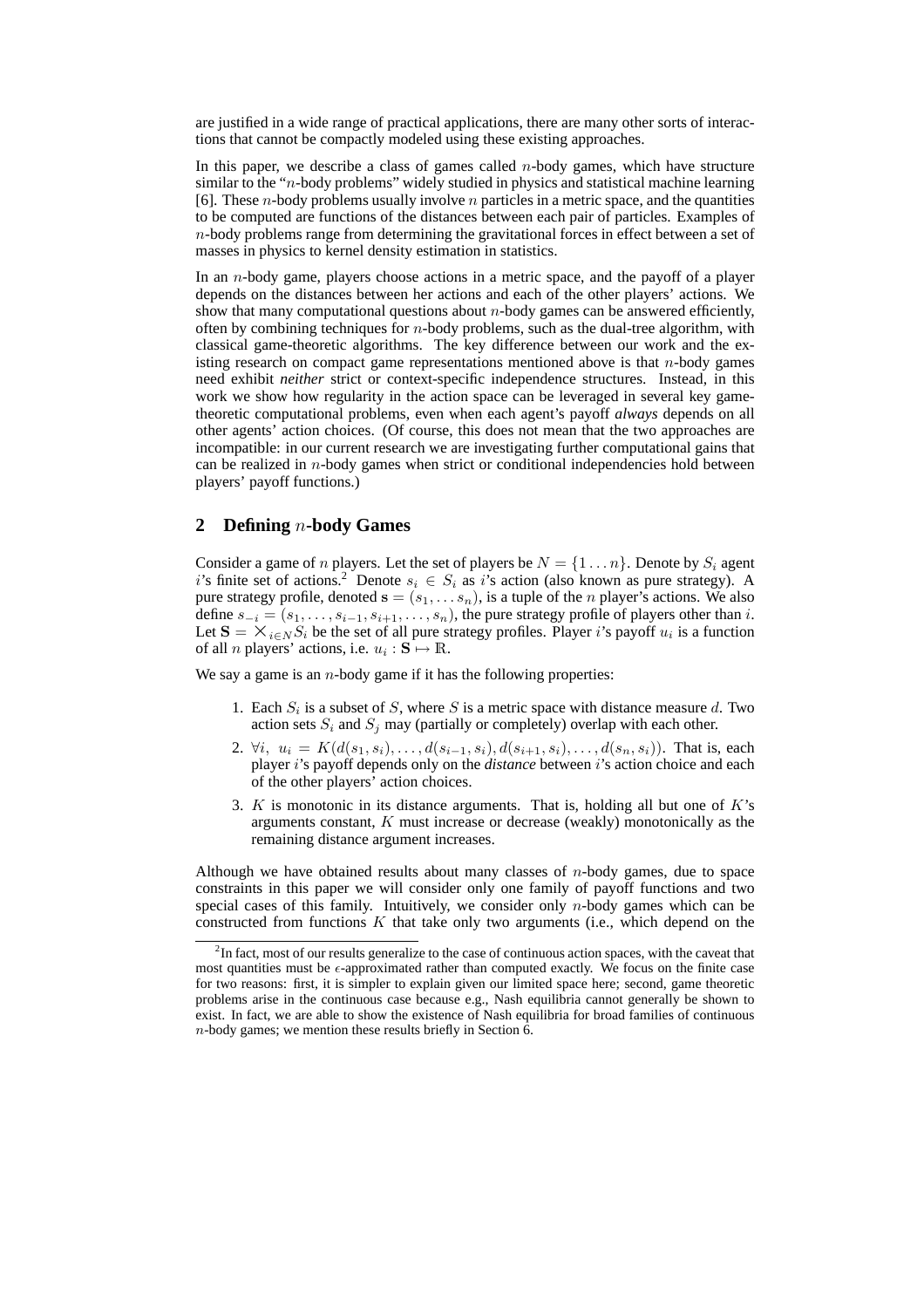are justified in a wide range of practical applications, there are many other sorts of interactions that cannot be compactly modeled using these existing approaches.

In this paper, we describe a class of games called $n$-body games, which have structure similar to the "$n$-body problems" widely studied in physics and statistical machine learning [6]. These $n$-body problems usually involve $n$ particles in a metric space, and the quantities to be computed are functions of the distances between each pair of particles. Examples of $n$-body problems range from determining the gravitational forces in effect between a set of masses in physics to kernel density estimation in statistics.

In an $n$-body game, players choose actions in a metric space, and the payoff of a player depends on the distances between her actions and each of the other players' actions. We show that many computational questions about $n$-body games can be answered efficiently, often by combining techniques for $n$-body problems, such as the dual-tree algorithm, with classical game-theoretic algorithms. The key difference between our work and the existing research on compact game representations mentioned above is that $n$-body games need exhibit *neither* strict or context-specific independence structures. Instead, in this work we show how regularity in the action space can be leveraged in several key game-theoretic computational problems, even when each agent's payoff *always* depends on all other agents' action choices. (Of course, this does not mean that the two approaches are incompatible: in our current research we are investigating further computational gains that can be realized in $n$-body games when strict or conditional independencies hold between players' payoff functions.)

## 2 Defining $n$-body Games

Consider a game of $n$ players. Let the set of players be $N = \{1 \dots n\}$. Denote by $S_i$ agent $i$'s finite set of actions.[2] Denote $s_i \in S_i$ as $i$'s action (also known as pure strategy). A pure strategy profile, denoted $\mathbf{s} = (s_1, \dots s_n)$, is a tuple of the $n$ player's actions. We also define $s_{-i} = (s_1, \dots, s_{i-1}, s_{i+1}, \dots, s_n)$, the pure strategy profile of players other than $i$. Let $\mathbf{S} = \times_{i \in N} S_i$ be the set of all pure strategy profiles. Player $i$'s payoff $u_i$ is a function of all $n$ players' actions, i.e. $u_i : \mathbf{S} \mapsto \mathbb{R}$.

We say a game is an $n$-body game if it has the following properties:

1. Each $S_i$ is a subset of $S$, where $S$ is a metric space with distance measure $d$. Two action sets $S_i$ and $S_j$ may (partially or completely) overlap with each other.
2. $\forall i,\ u_i = K(d(s_1, s_i), \dots, d(s_{i-1}, s_i), d(s_{i+1}, s_i), \dots, d(s_n, s_i))$. That is, each player $i$'s payoff depends only on the *distance* between $i$'s action choice and each of the other players' action choices.
3. $K$ is monotonic in its distance arguments. That is, holding all but one of $K$'s arguments constant, $K$ must increase or decrease (weakly) monotonically as the remaining distance argument increases.

Although we have obtained results about many classes of $n$-body games, due to space constraints in this paper we will consider only one family of payoff functions and two special cases of this family. Intuitively, we consider only $n$-body games which can be constructed from functions $K$ that take only two arguments (i.e., which depend on the

[2] In fact, most of our results generalize to the case of continuous action spaces, with the caveat that most quantities must be $\epsilon$-approximated rather than computed exactly. We focus on the finite case for two reasons: first, it is simpler to explain given our limited space here; second, game theoretic problems arise in the continuous case because e.g., Nash equilibria cannot generally be shown to exist. In fact, we are able to show the existence of Nash equilibria for broad families of continuous $n$-body games; we mention these results briefly in Section 6.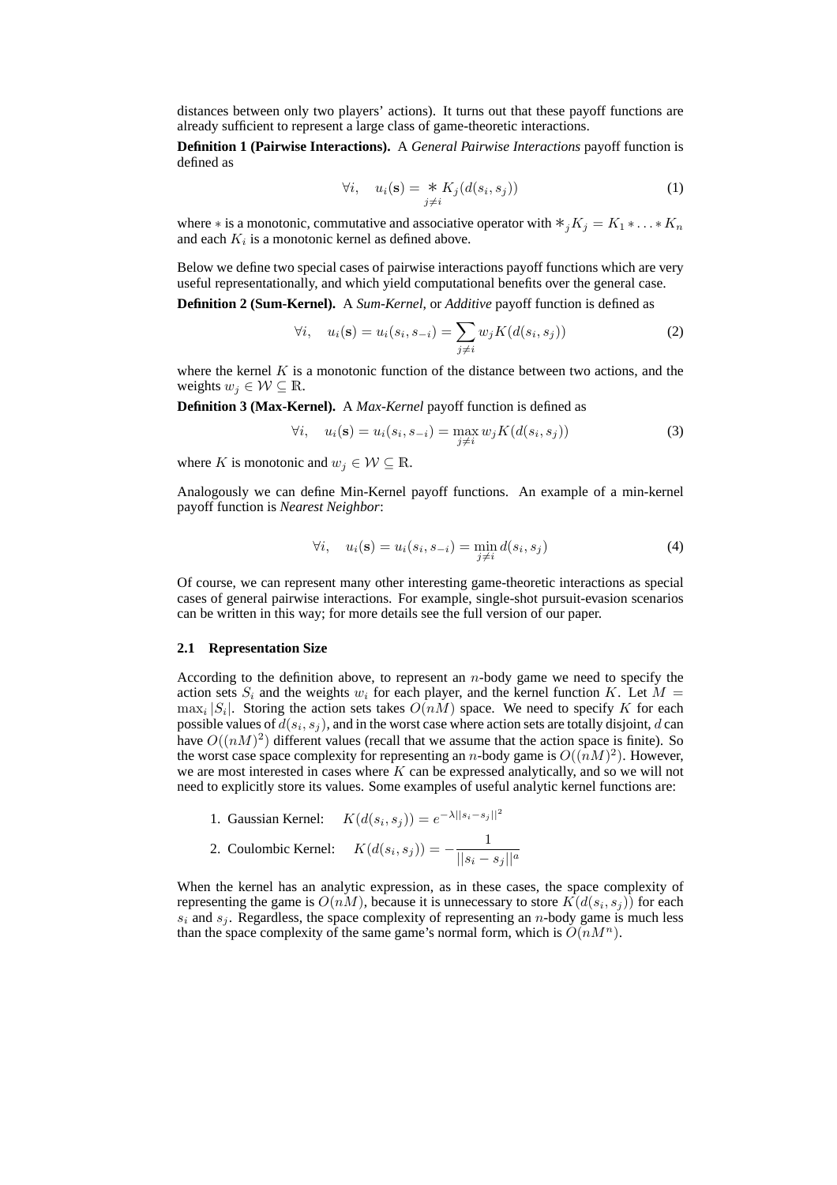distances between only two players' actions). It turns out that these payoff functions are already sufficient to represent a large class of game-theoretic interactions.

**Definition 1 (Pairwise Interactions).** A *General Pairwise Interactions* payoff function is defined as

$$\forall i, \quad u_i(\mathbf{s}) = \mathop{*}_{j \neq i} K_j(d(s_i, s_j)) \tag{1}$$

where $*$ is a monotonic, commutative and associative operator with $*_j K_j = K_1 * \ldots * K_n$ and each $K_i$ is a monotonic kernel as defined above.

Below we define two special cases of pairwise interactions payoff functions which are very useful representationally, and which yield computational benefits over the general case.

**Definition 2 (Sum-Kernel).** A *Sum-Kernel*, or *Additive* payoff function is defined as

$$\forall i, \quad u_i(\mathbf{s}) = u_i(s_i, s_{-i}) = \sum_{j \neq i} w_j K(d(s_i, s_j)) \tag{2}$$

where the kernel $K$ is a monotonic function of the distance between two actions, and the weights $w_j \in \mathcal{W} \subseteq \mathbb{R}$.

**Definition 3 (Max-Kernel).** A *Max-Kernel* payoff function is defined as

$$\forall i, \quad u_i(\mathbf{s}) = u_i(s_i, s_{-i}) = \max_{j \neq i} w_j K(d(s_i, s_j)) \tag{3}$$

where $K$ is monotonic and $w_j \in \mathcal{W} \subseteq \mathbb{R}$.

Analogously we can define Min-Kernel payoff functions. An example of a min-kernel payoff function is *Nearest Neighbor*:

$$\forall i, \quad u_i(\mathbf{s}) = u_i(s_i, s_{-i}) = \min_{j \neq i} d(s_i, s_j) \tag{4}$$

Of course, we can represent many other interesting game-theoretic interactions as special cases of general pairwise interactions. For example, single-shot pursuit-evasion scenarios can be written in this way; for more details see the full version of our paper.

### 2.1 Representation Size

According to the definition above, to represent an $n$-body game we need to specify the action sets $S_i$ and the weights $w_i$ for each player, and the kernel function $K$. Let $M = \max_i |S_i|$. Storing the action sets takes $O(nM)$ space. We need to specify $K$ for each possible values of $d(s_i, s_j)$, and in the worst case where action sets are totally disjoint, $d$ can have $O((nM)^2)$ different values (recall that we assume that the action space is finite). So the worst case space complexity for representing an $n$-body game is $O((nM)^2)$. However, we are most interested in cases where $K$ can be expressed analytically, and so we will not need to explicitly store its values. Some examples of useful analytic kernel functions are:

1. Gaussian Kernel: $\quad K(d(s_i, s_j)) = e^{-\lambda ||s_i - s_j||^2}$
2. Coulombic Kernel: $\quad K(d(s_i, s_j)) = -\dfrac{1}{||s_i - s_j||^a}$

When the kernel has an analytic expression, as in these cases, the space complexity of representing the game is $O(nM)$, because it is unnecessary to store $K(d(s_i, s_j))$ for each $s_i$ and $s_j$. Regardless, the space complexity of representing an $n$-body game is much less than the space complexity of the same game's normal form, which is $O(nM^n)$.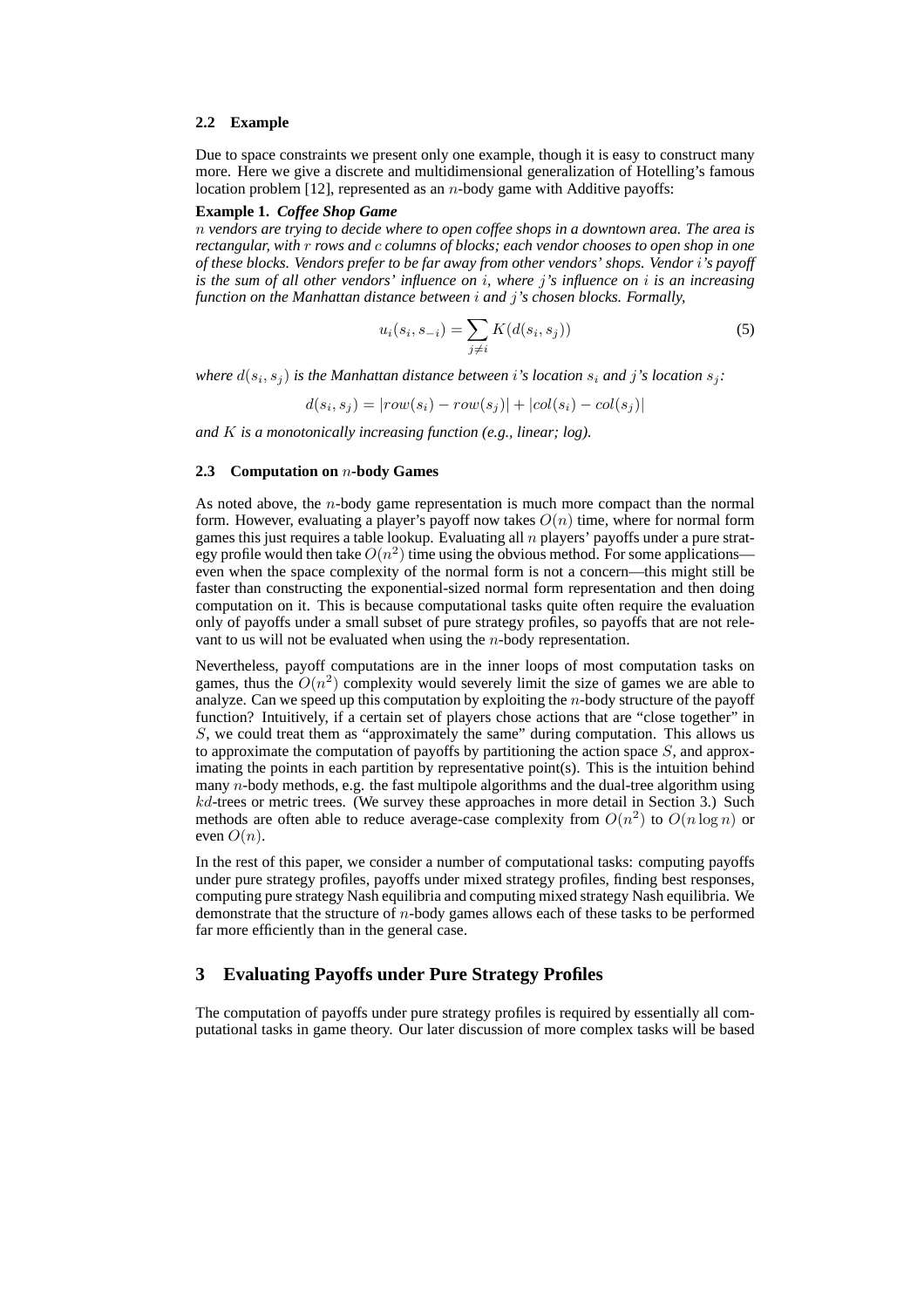### 2.2 Example

Due to space constraints we present only one example, though it is easy to construct many more. Here we give a discrete and multidimensional generalization of Hotelling's famous location problem [12], represented as an $n$-body game with Additive payoffs:

**Example 1.** ***Coffee Shop Game***
*$n$ vendors are trying to decide where to open coffee shops in a downtown area. The area is rectangular, with $r$ rows and $c$ columns of blocks; each vendor chooses to open shop in one of these blocks. Vendors prefer to be far away from other vendors' shops. Vendor $i$'s payoff is the sum of all other vendors' influence on $i$, where $j$'s influence on $i$ is an increasing function on the Manhattan distance between $i$ and $j$'s chosen blocks. Formally,*

$$u_i(s_i, s_{-i}) = \sum_{j \neq i} K(d(s_i, s_j)) \tag{5}$$

*where $d(s_i, s_j)$ is the Manhattan distance between $i$'s location $s_i$ and $j$'s location $s_j$:*

$$d(s_i, s_j) = |row(s_i) - row(s_j)| + |col(s_i) - col(s_j)|$$

*and $K$ is a monotonically increasing function (e.g., linear; log).*

### 2.3 Computation on $n$-body Games

As noted above, the $n$-body game representation is much more compact than the normal form. However, evaluating a player's payoff now takes $O(n)$ time, where for normal form games this just requires a table lookup. Evaluating all $n$ players' payoffs under a pure strategy profile would then take $O(n^2)$ time using the obvious method. For some applications—even when the space complexity of the normal form is not a concern—this might still be faster than constructing the exponential-sized normal form representation and then doing computation on it. This is because computational tasks quite often require the evaluation only of payoffs under a small subset of pure strategy profiles, so payoffs that are not relevant to us will not be evaluated when using the $n$-body representation.

Nevertheless, payoff computations are in the inner loops of most computation tasks on games, thus the $O(n^2)$ complexity would severely limit the size of games we are able to analyze. Can we speed up this computation by exploiting the $n$-body structure of the payoff function? Intuitively, if a certain set of players chose actions that are "close together" in $S$, we could treat them as "approximately the same" during computation. This allows us to approximate the computation of payoffs by partitioning the action space $S$, and approximating the points in each partition by representative point(s). This is the intuition behind many $n$-body methods, e.g. the fast multipole algorithms and the dual-tree algorithm using $kd$-trees or metric trees. (We survey these approaches in more detail in Section 3.) Such methods are often able to reduce average-case complexity from $O(n^2)$ to $O(n \log n)$ or even $O(n)$.

In the rest of this paper, we consider a number of computational tasks: computing payoffs under pure strategy profiles, payoffs under mixed strategy profiles, finding best responses, computing pure strategy Nash equilibria and computing mixed strategy Nash equilibria. We demonstrate that the structure of $n$-body games allows each of these tasks to be performed far more efficiently than in the general case.

## 3 Evaluating Payoffs under Pure Strategy Profiles

The computation of payoffs under pure strategy profiles is required by essentially all computational tasks in game theory. Our later discussion of more complex tasks will be based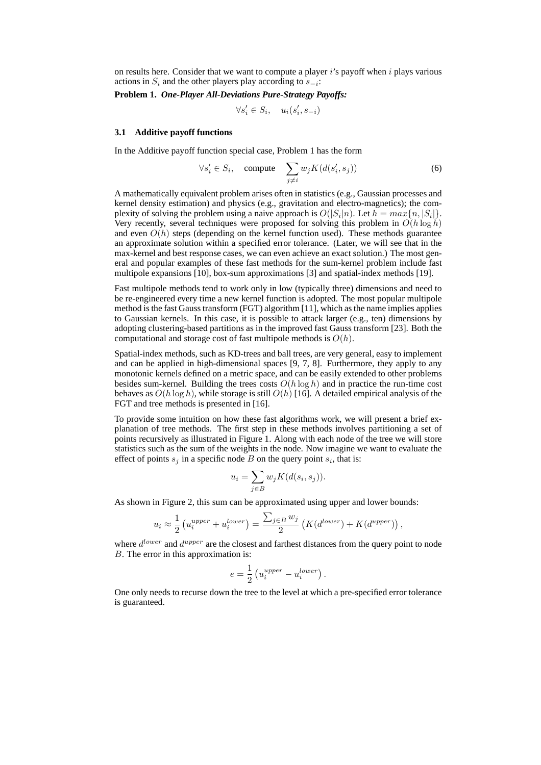on results here. Consider that we want to compute a player $i$'s payoff when $i$ plays various actions in $S_i$ and the other players play according to $s_{-i}$:

**Problem 1.** ***One-Player All-Deviations Pure-Strategy Payoffs:***

$$\forall s_i' \in S_i, \quad u_i(s_i', s_{-i})$$

### 3.1 Additive payoff functions

In the Additive payoff function special case, Problem 1 has the form

$$\forall s_i' \in S_i, \quad \text{compute} \quad \sum_{j \neq i} w_j K(d(s_i', s_j)) \tag{6}$$

A mathematically equivalent problem arises often in statistics (e.g., Gaussian processes and kernel density estimation) and physics (e.g., gravitation and electro-magnetics); the complexity of solving the problem using a naive approach is $O(|S_i|n)$. Let $h = max\{n, |S_i|\}$. Very recently, several techniques were proposed for solving this problem in $O(h \log h)$ and even $O(h)$ steps (depending on the kernel function used). These methods guarantee an approximate solution within a specified error tolerance. (Later, we will see that in the max-kernel and best response cases, we can even achieve an exact solution.) The most general and popular examples of these fast methods for the sum-kernel problem include fast multipole expansions [10], box-sum approximations [3] and spatial-index methods [19].

Fast multipole methods tend to work only in low (typically three) dimensions and need to be re-engineered every time a new kernel function is adopted. The most popular multipole method is the fast Gauss transform (FGT) algorithm [11], which as the name implies applies to Gaussian kernels. In this case, it is possible to attack larger (e.g., ten) dimensions by adopting clustering-based partitions as in the improved fast Gauss transform [23]. Both the computational and storage cost of fast multipole methods is $O(h)$.

Spatial-index methods, such as KD-trees and ball trees, are very general, easy to implement and can be applied in high-dimensional spaces [9, 7, 8]. Furthermore, they apply to any monotonic kernels defined on a metric space, and can be easily extended to other problems besides sum-kernel. Building the trees costs $O(h \log h)$ and in practice the run-time cost behaves as $O(h \log h)$, while storage is still $O(h)$ [16]. A detailed empirical analysis of the FGT and tree methods is presented in [16].

To provide some intuition on how these fast algorithms work, we will present a brief explanation of tree methods. The first step in these methods involves partitioning a set of points recursively as illustrated in Figure 1. Along with each node of the tree we will store statistics such as the sum of the weights in the node. Now imagine we want to evaluate the effect of points $s_j$ in a specific node $B$ on the query point $s_i$, that is:

$$u_i = \sum_{j \in B} w_j K(d(s_i, s_j)).$$

As shown in Figure 2, this sum can be approximated using upper and lower bounds:

$$u_i \approx \frac{1}{2}\left(u_i^{upper} + u_i^{lower}\right) = \frac{\sum_{j \in B} w_j}{2}\left(K(d^{lower}) + K(d^{upper})\right),$$

where $d^{lower}$ and $d^{upper}$ are the closest and farthest distances from the query point to node $B$. The error in this approximation is:

$$e = \frac{1}{2}\left(u_i^{upper} - u_i^{lower}\right).$$

One only needs to recurse down the tree to the level at which a pre-specified error tolerance is guaranteed.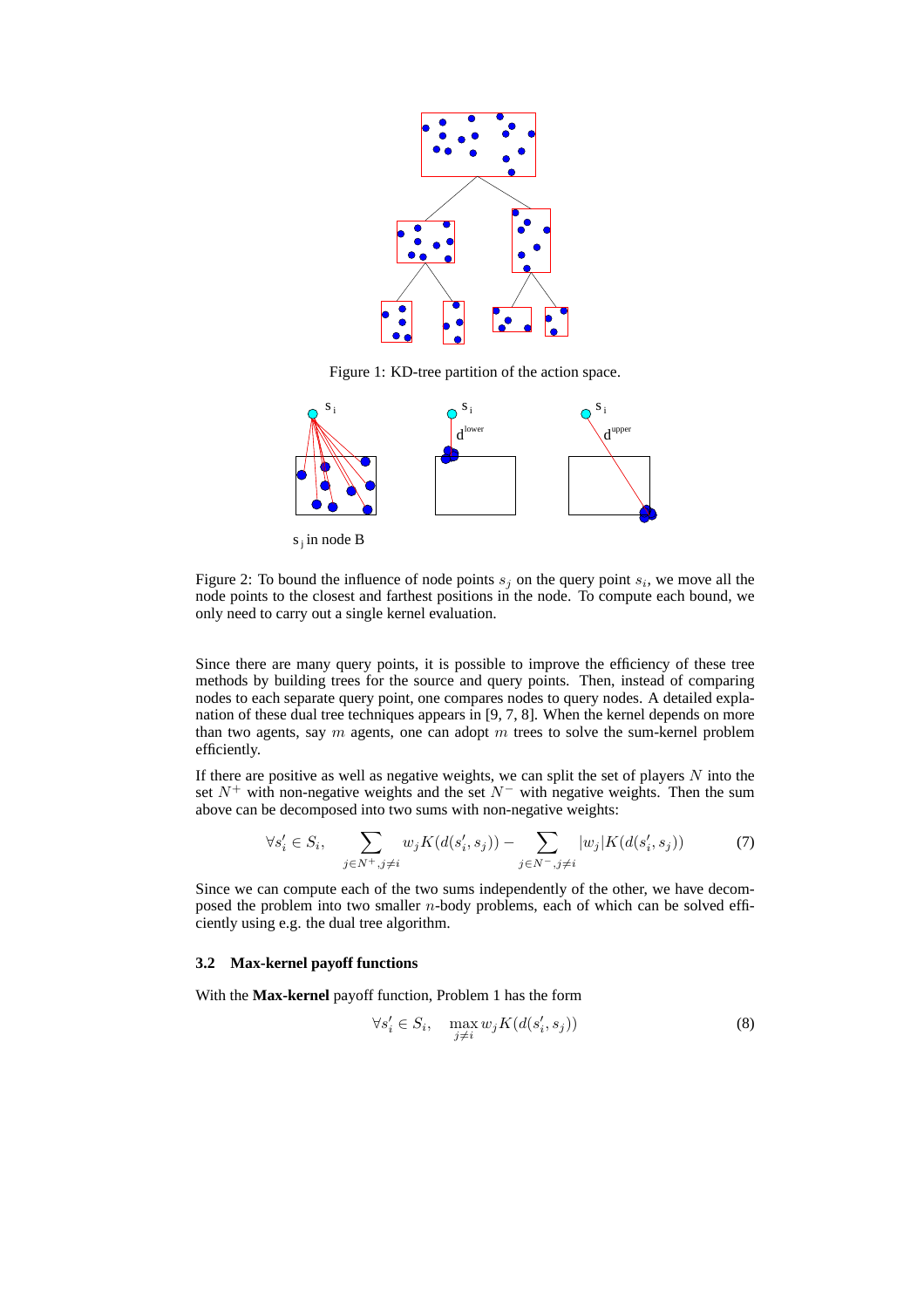Figure 1: KD-tree partition of the action space.

Figure 2: To bound the influence of node points $s_j$ on the query point $s_i$, we move all the node points to the closest and farthest positions in the node. To compute each bound, we only need to carry out a single kernel evaluation.

Since there are many query points, it is possible to improve the efficiency of these tree methods by building trees for the source and query points. Then, instead of comparing nodes to each separate query point, one compares nodes to query nodes. A detailed explanation of these dual tree techniques appears in [9, 7, 8]. When the kernel depends on more than two agents, say $m$ agents, one can adopt $m$ trees to solve the sum-kernel problem efficiently.

If there are positive as well as negative weights, we can split the set of players $N$ into the set $N^+$ with non-negative weights and the set $N^-$ with negative weights. Then the sum above can be decomposed into two sums with non-negative weights:

$$\forall s_i' \in S_i, \quad \sum_{j \in N^+, j \neq i} w_j K(d(s_i', s_j)) - \sum_{j \in N^-, j \neq i} |w_j| K(d(s_i', s_j)) \tag{7}$$

Since we can compute each of the two sums independently of the other, we have decomposed the problem into two smaller $n$-body problems, each of which can be solved efficiently using e.g. the dual tree algorithm.

### 3.2 Max-kernel payoff functions

With the **Max-kernel** payoff function, Problem 1 has the form

$$\forall s_i' \in S_i, \quad \max_{j \neq i} w_j K(d(s_i', s_j)) \tag{8}$$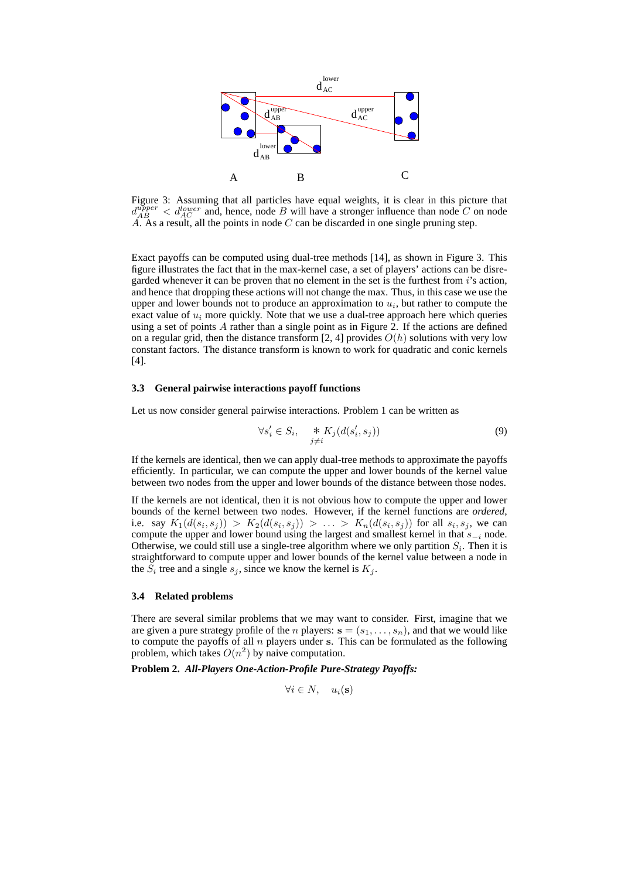Figure 3: Assuming that all particles have equal weights, it is clear in this picture that $d_{AB}^{upper} < d_{AC}^{lower}$ and, hence, node $B$ will have a stronger influence than node $C$ on node $A$. As a result, all the points in node $C$ can be discarded in one single pruning step.

Exact payoffs can be computed using dual-tree methods [14], as shown in Figure 3. This figure illustrates the fact that in the max-kernel case, a set of players' actions can be disregarded whenever it can be proven that no element in the set is the furthest from $i$'s action, and hence that dropping these actions will not change the max. Thus, in this case we use the upper and lower bounds not to produce an approximation to $u_i$, but rather to compute the exact value of $u_i$ more quickly. Note that we use a dual-tree approach here which queries using a set of points $A$ rather than a single point as in Figure 2. If the actions are defined on a regular grid, then the distance transform [2, 4] provides $O(h)$ solutions with very low constant factors. The distance transform is known to work for quadratic and conic kernels [4].

### 3.3 General pairwise interactions payoff functions

Let us now consider general pairwise interactions. Problem 1 can be written as

$$\forall s_i' \in S_i, \quad \mathop{*}_{j \neq i} K_j(d(s_i', s_j)) \tag{9}$$

If the kernels are identical, then we can apply dual-tree methods to approximate the payoffs efficiently. In particular, we can compute the upper and lower bounds of the kernel value between two nodes from the upper and lower bounds of the distance between those nodes.

If the kernels are not identical, then it is not obvious how to compute the upper and lower bounds of the kernel between two nodes. However, if the kernel functions are *ordered*, i.e. say $K_1(d(s_i, s_j)) > K_2(d(s_i, s_j)) > \ldots > K_n(d(s_i, s_j))$ for all $s_i, s_j$, we can compute the upper and lower bound using the largest and smallest kernel in that $s_{-i}$ node. Otherwise, we could still use a single-tree algorithm where we only partition $S_i$. Then it is straightforward to compute upper and lower bounds of the kernel value between a node in the $S_i$ tree and a single $s_j$, since we know the kernel is $K_j$.

### 3.4 Related problems

There are several similar problems that we may want to consider. First, imagine that we are given a pure strategy profile of the $n$ players: $\mathbf{s} = (s_1, \ldots, s_n)$, and that we would like to compute the payoffs of all $n$ players under $\mathbf{s}$. This can be formulated as the following problem, which takes $O(n^2)$ by naive computation.

**Problem 2.** ***All-Players One-Action-Profile Pure-Strategy Payoffs:***

$$\forall i \in N, \quad u_i(\mathbf{s})$$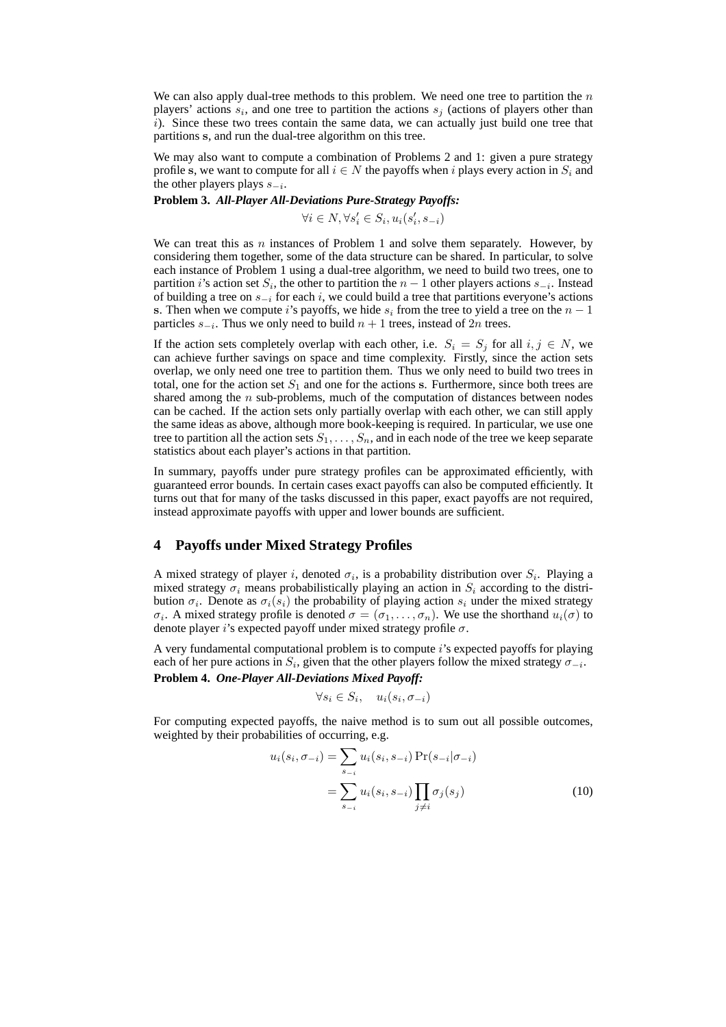We can also apply dual-tree methods to this problem. We need one tree to partition the $n$ players' actions $s_i$, and one tree to partition the actions $s_j$ (actions of players other than $i$). Since these two trees contain the same data, we can actually just build one tree that partitions $\mathbf{s}$, and run the dual-tree algorithm on this tree.

We may also want to compute a combination of Problems 2 and 1: given a pure strategy profile $\mathbf{s}$, we want to compute for all $i \in N$ the payoffs when $i$ plays every action in $S_i$ and the other players plays $s_{-i}$.

**Problem 3.** ***All-Player All-Deviations Pure-Strategy Payoffs:***

$$\forall i \in N, \forall s'_i \in S_i, u_i(s'_i, s_{-i})$$

We can treat this as $n$ instances of Problem 1 and solve them separately. However, by considering them together, some of the data structure can be shared. In particular, to solve each instance of Problem 1 using a dual-tree algorithm, we need to build two trees, one to partition $i$'s action set $S_i$, the other to partition the $n-1$ other players actions $s_{-i}$. Instead of building a tree on $s_{-i}$ for each $i$, we could build a tree that partitions everyone's actions $\mathbf{s}$. Then when we compute $i$'s payoffs, we hide $s_i$ from the tree to yield a tree on the $n-1$ particles $s_{-i}$. Thus we only need to build $n+1$ trees, instead of $2n$ trees.

If the action sets completely overlap with each other, i.e. $S_i = S_j$ for all $i, j \in N$, we can achieve further savings on space and time complexity. Firstly, since the action sets overlap, we only need one tree to partition them. Thus we only need to build two trees in total, one for the action set $S_1$ and one for the actions $\mathbf{s}$. Furthermore, since both trees are shared among the $n$ sub-problems, much of the computation of distances between nodes can be cached. If the action sets only partially overlap with each other, we can still apply the same ideas as above, although more book-keeping is required. In particular, we use one tree to partition all the action sets $S_1, \ldots, S_n$, and in each node of the tree we keep separate statistics about each player's actions in that partition.

In summary, payoffs under pure strategy profiles can be approximated efficiently, with guaranteed error bounds. In certain cases exact payoffs can also be computed efficiently. It turns out that for many of the tasks discussed in this paper, exact payoffs are not required, instead approximate payoffs with upper and lower bounds are sufficient.

## 4 Payoffs under Mixed Strategy Profiles

A mixed strategy of player $i$, denoted $\sigma_i$, is a probability distribution over $S_i$. Playing a mixed strategy $\sigma_i$ means probabilistically playing an action in $S_i$ according to the distribution $\sigma_i$. Denote as $\sigma_i(s_i)$ the probability of playing action $s_i$ under the mixed strategy $\sigma_i$. A mixed strategy profile is denoted $\sigma = (\sigma_1, \ldots, \sigma_n)$. We use the shorthand $u_i(\sigma)$ to denote player $i$'s expected payoff under mixed strategy profile $\sigma$.

A very fundamental computational problem is to compute $i$'s expected payoffs for playing each of her pure actions in $S_i$, given that the other players follow the mixed strategy $\sigma_{-i}$.

**Problem 4.** ***One-Player All-Deviations Mixed Payoff:***

$$\forall s_i \in S_i, \quad u_i(s_i, \sigma_{-i})$$

For computing expected payoffs, the naive method is to sum out all possible outcomes, weighted by their probabilities of occurring, e.g.

$$\begin{aligned} u_i(s_i, \sigma_{-i}) &= \sum_{s_{-i}} u_i(s_i, s_{-i}) \Pr(s_{-i} | \sigma_{-i}) \\ &= \sum_{s_{-i}} u_i(s_i, s_{-i}) \prod_{j \neq i} \sigma_j(s_j) \end{aligned} \tag{10}$$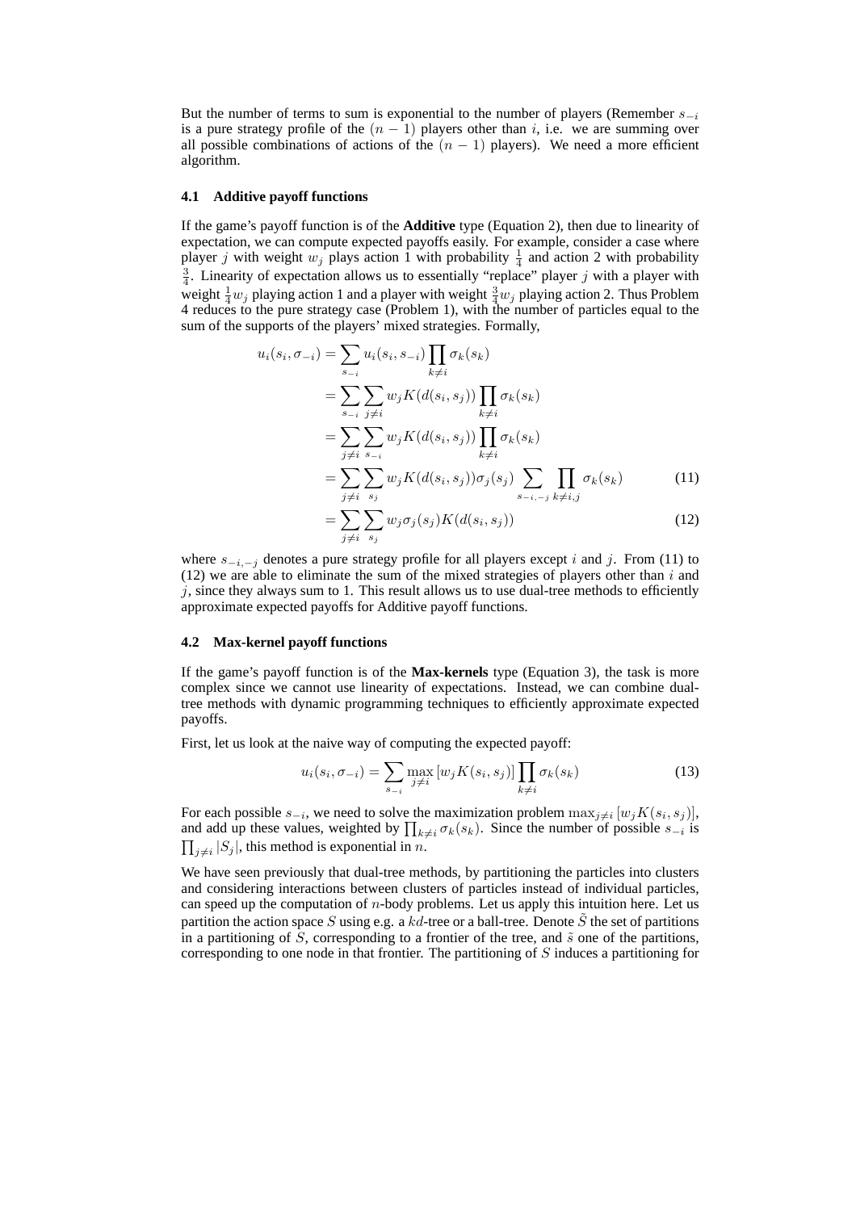But the number of terms to sum is exponential to the number of players (Remember $s_{-i}$ is a pure strategy profile of the $(n-1)$ players other than $i$, i.e. we are summing over all possible combinations of actions of the $(n-1)$ players). We need a more efficient algorithm.

### 4.1 Additive payoff functions

If the game's payoff function is of the **Additive** type (Equation 2), then due to linearity of expectation, we can compute expected payoffs easily. For example, consider a case where player $j$ with weight $w_j$ plays action 1 with probability $\frac{1}{4}$ and action 2 with probability $\frac{3}{4}$. Linearity of expectation allows us to essentially "replace" player $j$ with a player with weight $\frac{1}{4}w_j$ playing action 1 and a player with weight $\frac{3}{4}w_j$ playing action 2. Thus Problem 4 reduces to the pure strategy case (Problem 1), with the number of particles equal to the sum of the supports of the players' mixed strategies. Formally,

$$
\begin{aligned}
u_i(s_i, \sigma_{-i}) &= \sum_{s_{-i}} u_i(s_i, s_{-i}) \prod_{k \neq i} \sigma_k(s_k) \\
&= \sum_{s_{-i}} \sum_{j \neq i} w_j K(d(s_i, s_j)) \prod_{k \neq i} \sigma_k(s_k) \\
&= \sum_{j \neq i} \sum_{s_{-i}} w_j K(d(s_i, s_j)) \prod_{k \neq i} \sigma_k(s_k) \\
&= \sum_{j \neq i} \sum_{s_j} w_j K(d(s_i, s_j)) \sigma_j(s_j) \sum_{s_{-i,-j}} \prod_{k \neq i,j} \sigma_k(s_k) \qquad (11) \\
&= \sum_{j \neq i} \sum_{s_j} w_j \sigma_j(s_j) K(d(s_i, s_j)) \qquad (12)
\end{aligned}
$$

where $s_{-i,-j}$ denotes a pure strategy profile for all players except $i$ and $j$. From (11) to (12) we are able to eliminate the sum of the mixed strategies of players other than $i$ and $j$, since they always sum to 1. This result allows us to use dual-tree methods to efficiently approximate expected payoffs for Additive payoff functions.

### 4.2 Max-kernel payoff functions

If the game's payoff function is of the **Max-kernels** type (Equation 3), the task is more complex since we cannot use linearity of expectations. Instead, we can combine dual-tree methods with dynamic programming techniques to efficiently approximate expected payoffs.

First, let us look at the naive way of computing the expected payoff:

$$
u_i(s_i, \sigma_{-i}) = \sum_{s_{-i}} \max_{j \neq i} \left[ w_j K(s_i, s_j) \right] \prod_{k \neq i} \sigma_k(s_k) \qquad (13)
$$

For each possible $s_{-i}$, we need to solve the maximization problem $\max_{j \neq i} [w_j K(s_i, s_j)]$, and add up these values, weighted by $\prod_{k \neq i} \sigma_k(s_k)$. Since the number of possible $s_{-i}$ is $\prod_{j \neq i} |S_j|$, this method is exponential in $n$.

We have seen previously that dual-tree methods, by partitioning the particles into clusters and considering interactions between clusters of particles instead of individual particles, can speed up the computation of $n$-body problems. Let us apply this intuition here. Let us partition the action space $S$ using e.g. a $kd$-tree or a ball-tree. Denote $\tilde{S}$ the set of partitions in a partitioning of $S$, corresponding to a frontier of the tree, and $\tilde{s}$ one of the partitions, corresponding to one node in that frontier. The partitioning of $S$ induces a partitioning for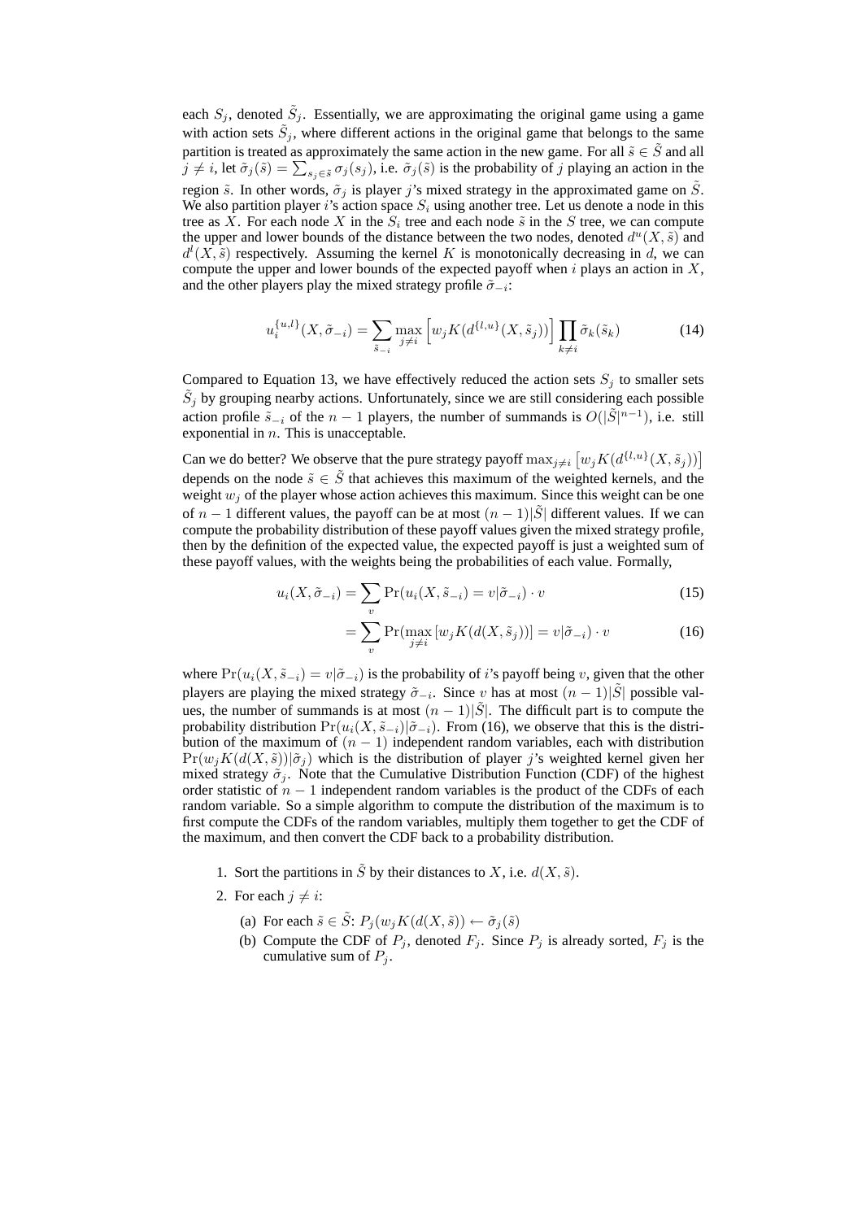each $S_j$, denoted $\tilde{S}_j$. Essentially, we are approximating the original game using a game with action sets $\tilde{S}_j$, where different actions in the original game that belongs to the same partition is treated as approximately the same action in the new game. For all $\tilde{s} \in \tilde{S}$ and all $j \neq i$, let $\tilde{\sigma}_j(\tilde{s}) = \sum_{s_j \in \tilde{s}} \sigma_j(s_j)$, i.e. $\tilde{\sigma}_j(\tilde{s})$ is the probability of $j$ playing an action in the region $\tilde{s}$. In other words, $\tilde{\sigma}_j$ is player $j$'s mixed strategy in the approximated game on $\tilde{S}$. We also partition player $i$'s action space $S_i$ using another tree. Let us denote a node in this tree as $X$. For each node $X$ in the $S_i$ tree and each node $\tilde{s}$ in the $S$ tree, we can compute the upper and lower bounds of the distance between the two nodes, denoted $d^u(X, \tilde{s})$ and $d^l(X, \tilde{s})$ respectively. Assuming the kernel $K$ is monotonically decreasing in $d$, we can compute the upper and lower bounds of the expected payoff when $i$ plays an action in $X$, and the other players play the mixed strategy profile $\tilde{\sigma}_{-i}$:

$$u_i^{\{u,l\}}(X, \tilde{\sigma}_{-i}) = \sum_{\tilde{s}_{-i}} \max_{j \neq i} \left[ w_j K(d^{\{l,u\}}(X, \tilde{s}_j)) \right] \prod_{k \neq i} \tilde{\sigma}_k(\tilde{s}_k) \tag{14}$$

Compared to Equation 13, we have effectively reduced the action sets $S_j$ to smaller sets $\tilde{S}_j$ by grouping nearby actions. Unfortunately, since we are still considering each possible action profile $\tilde{s}_{-i}$ of the $n-1$ players, the number of summands is $O(|\tilde{S}|^{n-1})$, i.e. still exponential in $n$. This is unacceptable.

Can we do better? We observe that the pure strategy payoff $\max_{j \neq i} \left[ w_j K(d^{\{l,u\}}(X, \tilde{s}_j)) \right]$ depends on the node $\tilde{s} \in \tilde{S}$ that achieves this maximum of the weighted kernels, and the weight $w_j$ of the player whose action achieves this maximum. Since this weight can be one of $n-1$ different values, the payoff can be at most $(n-1)|\tilde{S}|$ different values. If we can compute the probability distribution of these payoff values given the mixed strategy profile, then by the definition of the expected value, the expected payoff is just a weighted sum of these payoff values, with the weights being the probabilities of each value. Formally,

$$u_i(X, \tilde{\sigma}_{-i}) = \sum_v \Pr(u_i(X, \tilde{s}_{-i}) = v | \tilde{\sigma}_{-i}) \cdot v \tag{15}$$

$$= \sum_v \Pr(\max_{j \neq i} [w_j K(d(X, \tilde{s}_j))] = v | \tilde{\sigma}_{-i}) \cdot v \tag{16}$$

where $\Pr(u_i(X, \tilde{s}_{-i}) = v | \tilde{\sigma}_{-i})$ is the probability of $i$'s payoff being $v$, given that the other players are playing the mixed strategy $\tilde{\sigma}_{-i}$. Since $v$ has at most $(n-1)|\tilde{S}|$ possible values, the number of summands is at most $(n-1)|\tilde{S}|$. The difficult part is to compute the probability distribution $\Pr(u_i(X, \tilde{s}_{-i}) | \tilde{\sigma}_{-i})$. From (16), we observe that this is the distribution of the maximum of $(n-1)$ independent random variables, each with distribution $\Pr(w_j K(d(X, \tilde{s})) | \tilde{\sigma}_j)$ which is the distribution of player $j$'s weighted kernel given her mixed strategy $\tilde{\sigma}_j$. Note that the Cumulative Distribution Function (CDF) of the highest order statistic of $n-1$ independent random variables is the product of the CDFs of each random variable. So a simple algorithm to compute the distribution of the maximum is to first compute the CDFs of the random variables, multiply them together to get the CDF of the maximum, and then convert the CDF back to a probability distribution.

1. Sort the partitions in $\tilde{S}$ by their distances to $X$, i.e. $d(X, \tilde{s})$.
2. For each $j \neq i$:
   (a) For each $\tilde{s} \in \tilde{S}$: $P_j(w_j K(d(X, \tilde{s})) \leftarrow \tilde{\sigma}_j(\tilde{s})$
   (b) Compute the CDF of $P_j$, denoted $F_j$. Since $P_j$ is already sorted, $F_j$ is the cumulative sum of $P_j$.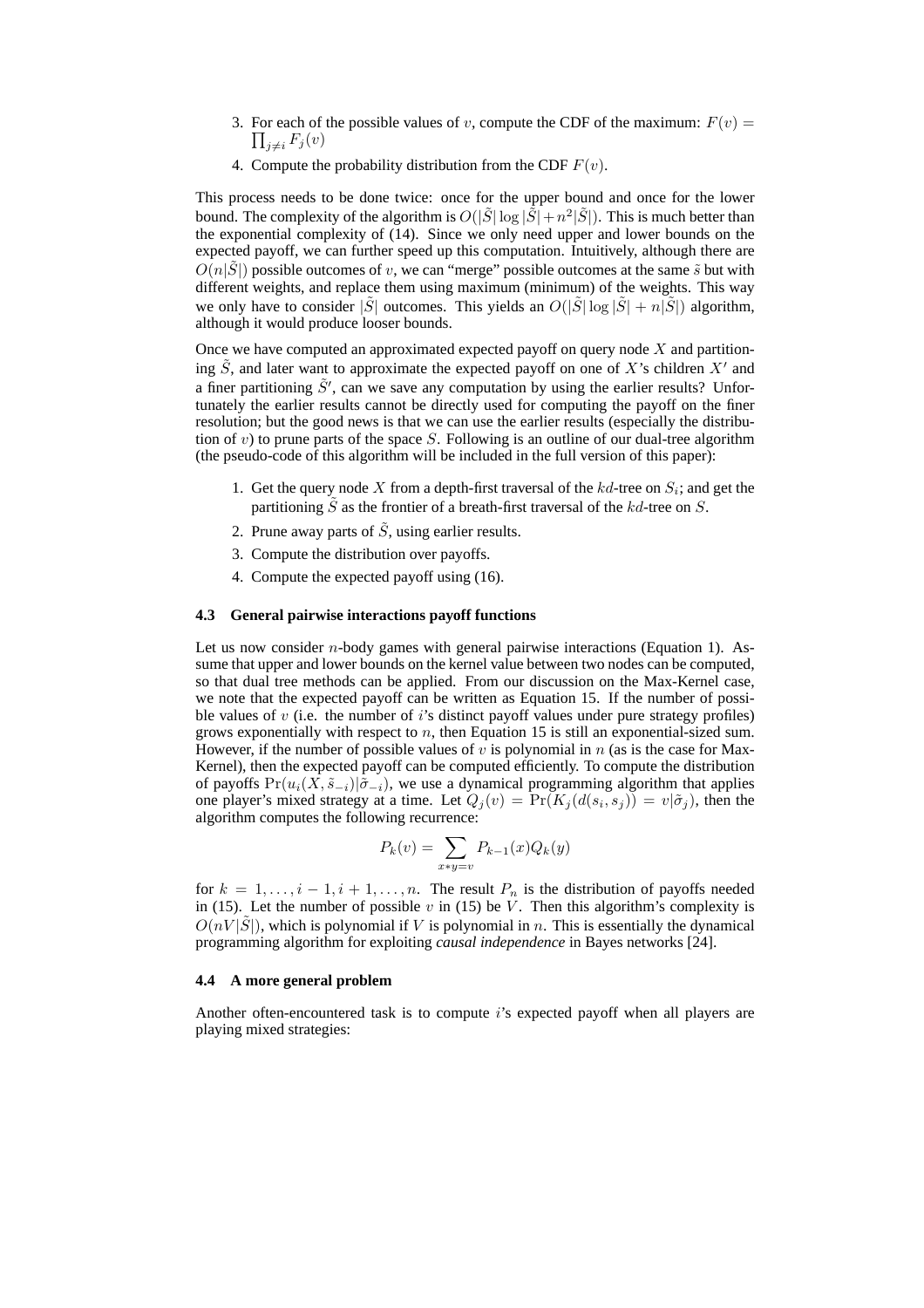3. For each of the possible values of $v$, compute the CDF of the maximum: $F(v) = \prod_{j \neq i} F_j(v)$
4. Compute the probability distribution from the CDF $F(v)$.

This process needs to be done twice: once for the upper bound and once for the lower bound. The complexity of the algorithm is $O(|\tilde{S}| \log |\tilde{S}| + n^2 |\tilde{S}|)$. This is much better than the exponential complexity of (14). Since we only need upper and lower bounds on the expected payoff, we can further speed up this computation. Intuitively, although there are $O(n|\tilde{S}|)$ possible outcomes of $v$, we can "merge" possible outcomes at the same $\tilde{s}$ but with different weights, and replace them using maximum (minimum) of the weights. This way we only have to consider $|\tilde{S}|$ outcomes. This yields an $O(|\tilde{S}| \log |\tilde{S}| + n|\tilde{S}|)$ algorithm, although it would produce looser bounds.

Once we have computed an approximated expected payoff on query node $X$ and partitioning $\tilde{S}$, and later want to approximate the expected payoff on one of $X$'s children $X'$ and a finer partitioning $\tilde{S}'$, can we save any computation by using the earlier results? Unfortunately the earlier results cannot be directly used for computing the payoff on the finer resolution; but the good news is that we can use the earlier results (especially the distribution of $v$) to prune parts of the space $S$. Following is an outline of our dual-tree algorithm (the pseudo-code of this algorithm will be included in the full version of this paper):

1. Get the query node $X$ from a depth-first traversal of the $kd$-tree on $S_i$; and get the partitioning $\tilde{S}$ as the frontier of a breath-first traversal of the $kd$-tree on $S$.
2. Prune away parts of $\tilde{S}$, using earlier results.
3. Compute the distribution over payoffs.
4. Compute the expected payoff using (16).

### 4.3 General pairwise interactions payoff functions

Let us now consider $n$-body games with general pairwise interactions (Equation 1). Assume that upper and lower bounds on the kernel value between two nodes can be computed, so that dual tree methods can be applied. From our discussion on the Max-Kernel case, we note that the expected payoff can be written as Equation 15. If the number of possible values of $v$ (i.e. the number of $i$'s distinct payoff values under pure strategy profiles) grows exponentially with respect to $n$, then Equation 15 is still an exponential-sized sum. However, if the number of possible values of $v$ is polynomial in $n$ (as is the case for Max-Kernel), then the expected payoff can be computed efficiently. To compute the distribution of payoffs $\Pr(u_i(X, \tilde{s}_{-i}) | \tilde{\sigma}_{-i})$, we use a dynamical programming algorithm that applies one player's mixed strategy at a time. Let $Q_j(v) = \Pr(K_j(d(s_i, s_j)) = v | \tilde{\sigma}_j)$, then the algorithm computes the following recurrence:

$$P_k(v) = \sum_{x * y = v} P_{k-1}(x) Q_k(y)$$

for $k = 1, \ldots, i-1, i+1, \ldots, n$. The result $P_n$ is the distribution of payoffs needed in (15). Let the number of possible $v$ in (15) be $V$. Then this algorithm's complexity is $O(nV|\tilde{S}|)$, which is polynomial if $V$ is polynomial in $n$. This is essentially the dynamical programming algorithm for exploiting *causal independence* in Bayes networks [24].

### 4.4 A more general problem

Another often-encountered task is to compute $i$'s expected payoff when all players are playing mixed strategies: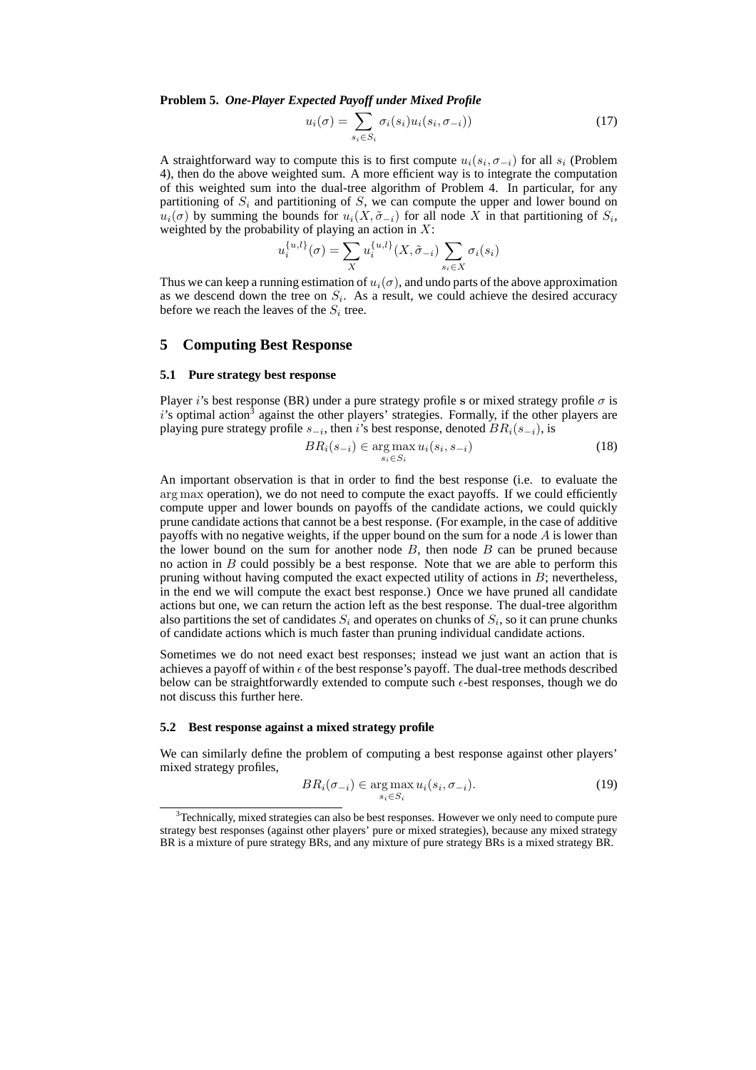**Problem 5.** ***One-Player Expected Payoff under Mixed Profile***

$$u_i(\sigma) = \sum_{s_i \in S_i} \sigma_i(s_i) u_i(s_i, \sigma_{-i})) \tag{17}$$

A straightforward way to compute this is to first compute $u_i(s_i, \sigma_{-i})$ for all $s_i$ (Problem 4), then do the above weighted sum. A more efficient way is to integrate the computation of this weighted sum into the dual-tree algorithm of Problem 4. In particular, for any partitioning of $S_i$ and partitioning of $S$, we can compute the upper and lower bound on $u_i(\sigma)$ by summing the bounds for $u_i(X, \tilde{\sigma}_{-i})$ for all node $X$ in that partitioning of $S_i$, weighted by the probability of playing an action in $X$:

$$u_i^{\{u,l\}}(\sigma) = \sum_X u_i^{\{u,l\}}(X, \tilde{\sigma}_{-i}) \sum_{s_i \in X} \sigma_i(s_i)$$

Thus we can keep a running estimation of $u_i(\sigma)$, and undo parts of the above approximation as we descend down the tree on $S_i$. As a result, we could achieve the desired accuracy before we reach the leaves of the $S_i$ tree.

## 5 Computing Best Response

### 5.1 Pure strategy best response

Player $i$'s best response (BR) under a pure strategy profile $\mathbf{s}$ or mixed strategy profile $\sigma$ is $i$'s optimal action[3] against the other players' strategies. Formally, if the other players are playing pure strategy profile $s_{-i}$, then $i$'s best response, denoted $BR_i(s_{-i})$, is

$$BR_i(s_{-i}) \in \arg\max_{s_i \in S_i} u_i(s_i, s_{-i}) \tag{18}$$

An important observation is that in order to find the best response (i.e. to evaluate the $\arg\max$ operation), we do not need to compute the exact payoffs. If we could efficiently compute upper and lower bounds on payoffs of the candidate actions, we could quickly prune candidate actions that cannot be a best response. (For example, in the case of additive payoffs with no negative weights, if the upper bound on the sum for a node $A$ is lower than the lower bound on the sum for another node $B$, then node $B$ can be pruned because no action in $B$ could possibly be a best response. Note that we are able to perform this pruning without having computed the exact expected utility of actions in $B$; nevertheless, in the end we will compute the exact best response.) Once we have pruned all candidate actions but one, we can return the action left as the best response. The dual-tree algorithm also partitions the set of candidates $S_i$ and operates on chunks of $S_i$, so it can prune chunks of candidate actions which is much faster than pruning individual candidate actions.

Sometimes we do not need exact best responses; instead we just want an action that is achieves a payoff of within $\epsilon$ of the best response's payoff. The dual-tree methods described below can be straightforwardly extended to compute such $\epsilon$-best responses, though we do not discuss this further here.

### 5.2 Best response against a mixed strategy profile

We can similarly define the problem of computing a best response against other players' mixed strategy profiles,

$$BR_i(\sigma_{-i}) \in \arg\max_{s_i \in S_i} u_i(s_i, \sigma_{-i}). \tag{19}$$

[3] Technically, mixed strategies can also be best responses. However we only need to compute pure strategy best responses (against other players' pure or mixed strategies), because any mixed strategy BR is a mixture of pure strategy BRs, and any mixture of pure strategy BRs is a mixed strategy BR.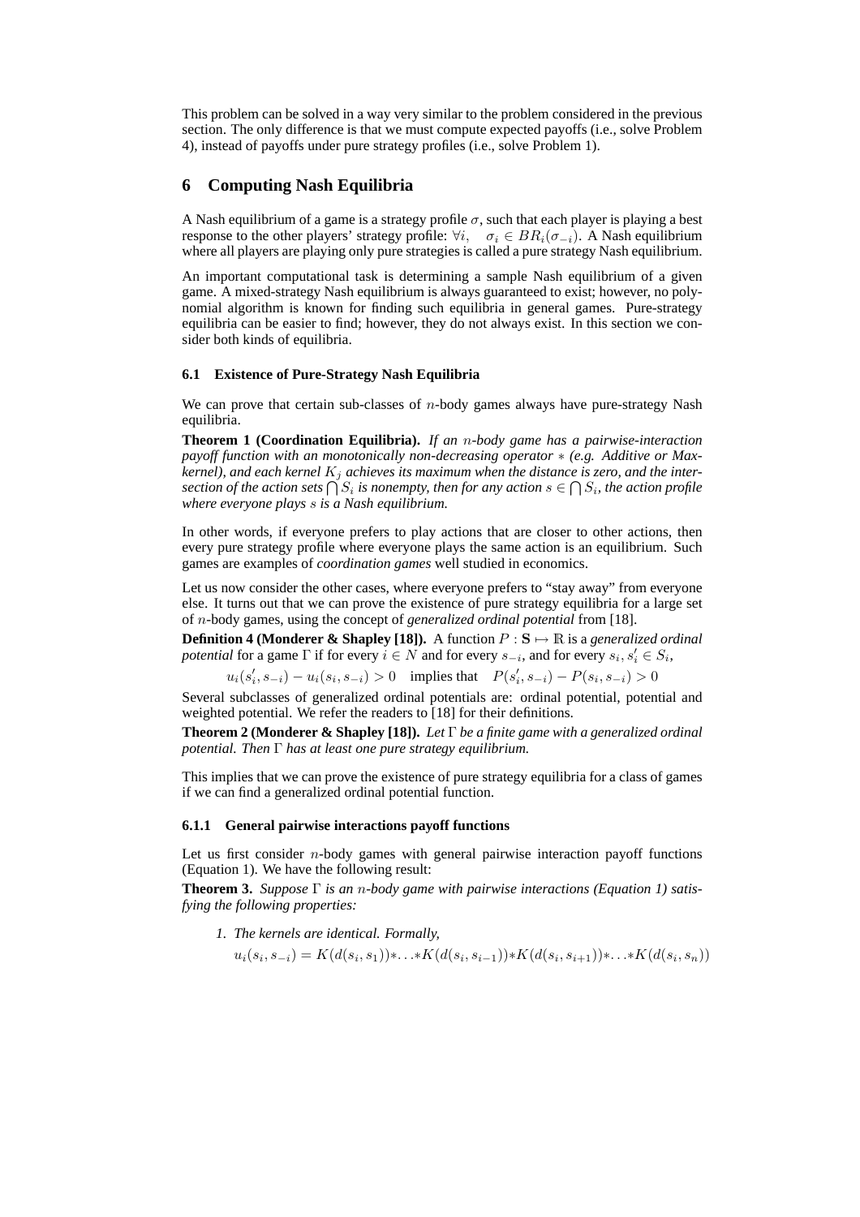This problem can be solved in a way very similar to the problem considered in the previous section. The only difference is that we must compute expected payoffs (i.e., solve Problem 4), instead of payoffs under pure strategy profiles (i.e., solve Problem 1).

## 6 Computing Nash Equilibria

A Nash equilibrium of a game is a strategy profile $\sigma$, such that each player is playing a best response to the other players' strategy profile: $\forall i, \quad \sigma_i \in BR_i(\sigma_{-i})$. A Nash equilibrium where all players are playing only pure strategies is called a pure strategy Nash equilibrium.

An important computational task is determining a sample Nash equilibrium of a given game. A mixed-strategy Nash equilibrium is always guaranteed to exist; however, no polynomial algorithm is known for finding such equilibria in general games. Pure-strategy equilibria can be easier to find; however, they do not always exist. In this section we consider both kinds of equilibria.

### 6.1 Existence of Pure-Strategy Nash Equilibria

We can prove that certain sub-classes of $n$-body games always have pure-strategy Nash equilibria.

**Theorem 1 (Coordination Equilibria).** *If an $n$-body game has a pairwise-interaction payoff function with an monotonically non-decreasing operator $*$ (e.g. Additive or Max-kernel), and each kernel $K_j$ achieves its maximum when the distance is zero, and the intersection of the action sets $\bigcap S_i$ is nonempty, then for any action $s \in \bigcap S_i$, the action profile where everyone plays $s$ is a Nash equilibrium.*

In other words, if everyone prefers to play actions that are closer to other actions, then every pure strategy profile where everyone plays the same action is an equilibrium. Such games are examples of *coordination games* well studied in economics.

Let us now consider the other cases, where everyone prefers to "stay away" from everyone else. It turns out that we can prove the existence of pure strategy equilibria for a large set of $n$-body games, using the concept of *generalized ordinal potential* from [18].

**Definition 4 (Monderer & Shapley [18]).** A function $P : \mathbf{S} \mapsto \mathbb{R}$ is a *generalized ordinal potential* for a game $\Gamma$ if for every $i \in N$ and for every $s_{-i}$, and for every $s_i, s'_i \in S_i$,

$$u_i(s'_i, s_{-i}) - u_i(s_i, s_{-i}) > 0 \quad \text{implies that} \quad P(s'_i, s_{-i}) - P(s_i, s_{-i}) > 0$$

Several subclasses of generalized ordinal potentials are: ordinal potential, potential and weighted potential. We refer the readers to [18] for their definitions.

**Theorem 2 (Monderer & Shapley [18]).** *Let $\Gamma$ be a finite game with a generalized ordinal potential. Then $\Gamma$ has at least one pure strategy equilibrium.*

This implies that we can prove the existence of pure strategy equilibria for a class of games if we can find a generalized ordinal potential function.

#### 6.1.1 General pairwise interactions payoff functions

Let us first consider $n$-body games with general pairwise interaction payoff functions (Equation 1). We have the following result:

**Theorem 3.** *Suppose $\Gamma$ is an $n$-body game with pairwise interactions (Equation 1) satisfying the following properties:*

1. *The kernels are identical. Formally,*
   $u_i(s_i, s_{-i}) = K(d(s_i, s_1)) * \ldots * K(d(s_i, s_{i-1})) * K(d(s_i, s_{i+1})) * \ldots * K(d(s_i, s_n))$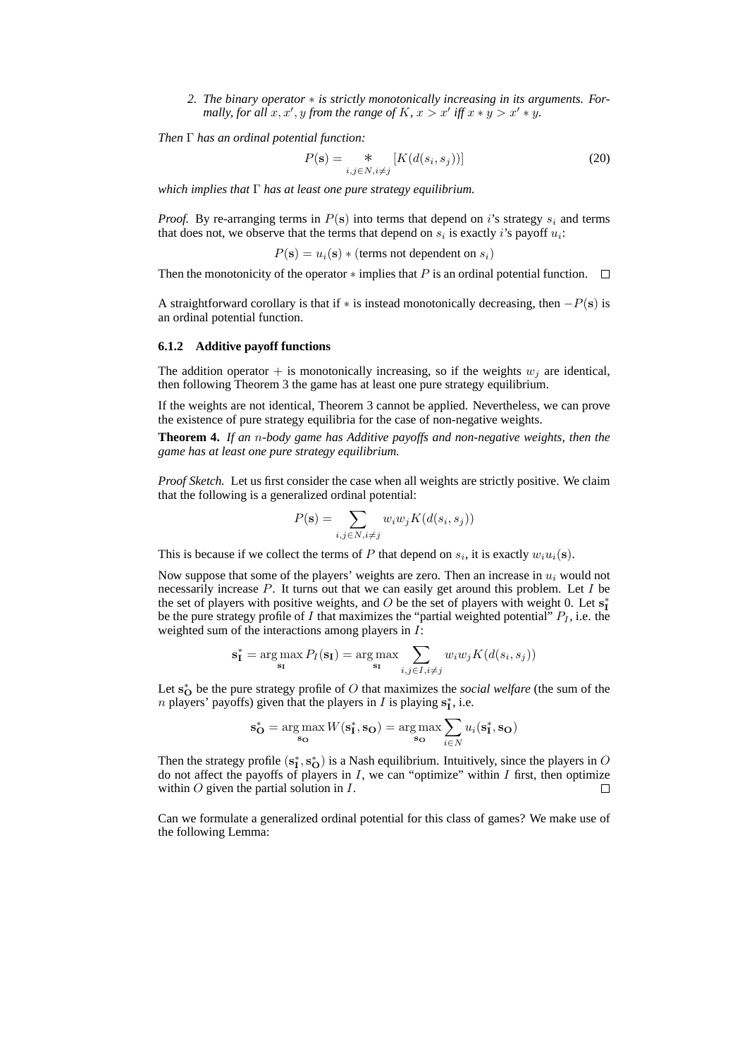2. *The binary operator $*$ is strictly monotonically increasing in its arguments. Formally, for all $x, x', y$ from the range of $K$, $x > x'$ iff $x * y > x' * y$.*

*Then $\Gamma$ has an ordinal potential function:*

$$P(\mathbf{s}) = \underset{i,j \in N, i \neq j}{*} [K(d(s_i, s_j))] \tag{20}$$

*which implies that $\Gamma$ has at least one pure strategy equilibrium.*

*Proof.* By re-arranging terms in $P(\mathbf{s})$ into terms that depend on $i$'s strategy $s_i$ and terms that does not, we observe that the terms that depend on $s_i$ is exactly $i$'s payoff $u_i$:

$$P(\mathbf{s}) = u_i(\mathbf{s}) * (\text{terms not dependent on } s_i)$$

Then the monotonicity of the operator $*$ implies that $P$ is an ordinal potential function. $\square$

A straightforward corollary is that if $*$ is instead monotonically decreasing, then $-P(\mathbf{s})$ is an ordinal potential function.

### 6.1.2 Additive payoff functions

The addition operator $+$ is monotonically increasing, so if the weights $w_j$ are identical, then following Theorem 3 the game has at least one pure strategy equilibrium.

If the weights are not identical, Theorem 3 cannot be applied. Nevertheless, we can prove the existence of pure strategy equilibria for the case of non-negative weights.

**Theorem 4.** *If an $n$-body game has Additive payoffs and non-negative weights, then the game has at least one pure strategy equilibrium.*

*Proof Sketch.* Let us first consider the case when all weights are strictly positive. We claim that the following is a generalized ordinal potential:

$$P(\mathbf{s}) = \sum_{i,j \in N, i \neq j} w_i w_j K(d(s_i, s_j))$$

This is because if we collect the terms of $P$ that depend on $s_i$, it is exactly $w_i u_i(\mathbf{s})$.

Now suppose that some of the players' weights are zero. Then an increase in $u_i$ would not necessarily increase $P$. It turns out that we can easily get around this problem. Let $I$ be the set of players with positive weights, and $O$ be the set of players with weight 0. Let $\mathbf{s}_\mathbf{I}^*$ be the pure strategy profile of $I$ that maximizes the "partial weighted potential" $P_I$, i.e. the weighted sum of the interactions among players in $I$:

$$\mathbf{s}_\mathbf{I}^* = \arg\max_{\mathbf{s}_\mathbf{I}} P_I(\mathbf{s}_\mathbf{I}) = \arg\max_{\mathbf{s}_\mathbf{I}} \sum_{i,j \in I, i \neq j} w_i w_j K(d(s_i, s_j))$$

Let $\mathbf{s}_\mathbf{O}^*$ be the pure strategy profile of $O$ that maximizes the *social welfare* (the sum of the $n$ players' payoffs) given that the players in $I$ is playing $\mathbf{s}_\mathbf{I}^*$, i.e.

$$\mathbf{s}_\mathbf{O}^* = \arg\max_{\mathbf{s}_\mathbf{O}} W(\mathbf{s}_\mathbf{I}^*, \mathbf{s}_\mathbf{O}) = \arg\max_{\mathbf{s}_\mathbf{O}} \sum_{i \in N} u_i(\mathbf{s}_\mathbf{I}^*, \mathbf{s}_\mathbf{O})$$

Then the strategy profile $(\mathbf{s}_\mathbf{I}^*, \mathbf{s}_\mathbf{O}^*)$ is a Nash equilibrium. Intuitively, since the players in $O$ do not affect the payoffs of players in $I$, we can "optimize" within $I$ first, then optimize within $O$ given the partial solution in $I$. $\square$

Can we formulate a generalized ordinal potential for this class of games? We make use of the following Lemma: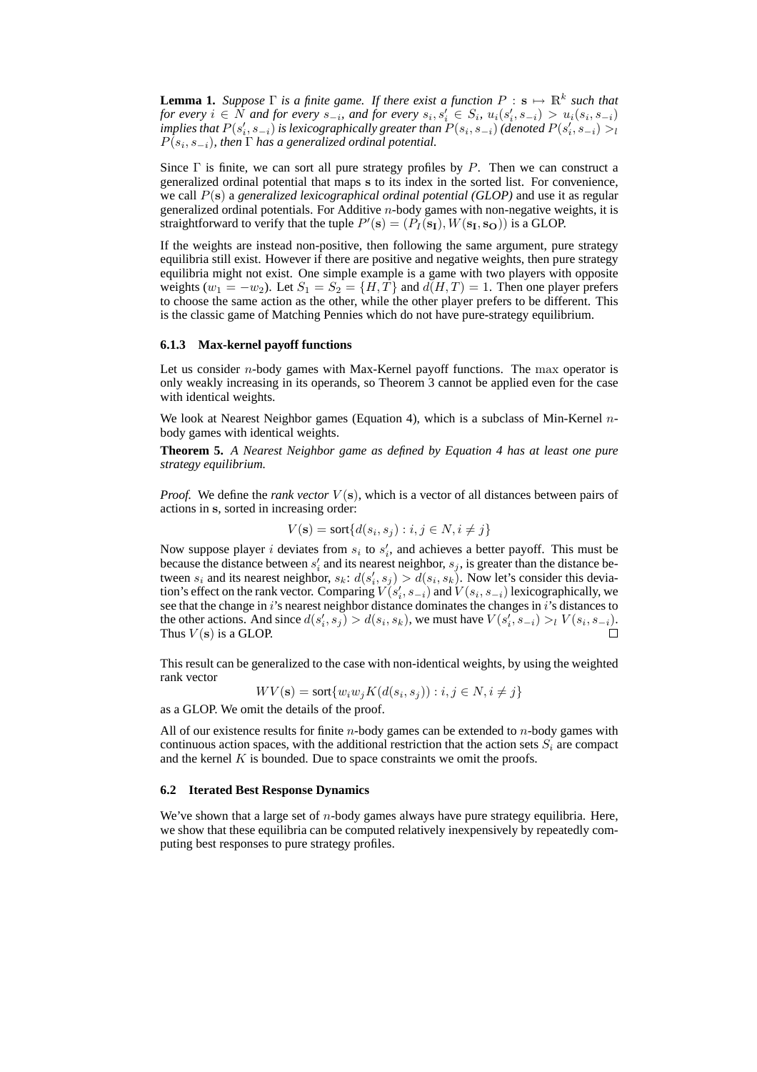**Lemma 1.** *Suppose $\Gamma$ is a finite game. If there exist a function $P : \mathbf{s} \mapsto \mathbb{R}^k$ such that for every $i \in N$ and for every $s_{-i}$, and for every $s_i, s_i' \in S_i$, $u_i(s_i', s_{-i}) > u_i(s_i, s_{-i})$ implies that $P(s_i', s_{-i})$ is lexicographically greater than $P(s_i, s_{-i})$ (denoted $P(s_i', s_{-i}) >_l P(s_i, s_{-i})$), then $\Gamma$ has a generalized ordinal potential.*

Since $\Gamma$ is finite, we can sort all pure strategy profiles by $P$. Then we can construct a generalized ordinal potential that maps $\mathbf{s}$ to its index in the sorted list. For convenience, we call $P(\mathbf{s})$ a *generalized lexicographical ordinal potential (GLOP)* and use it as regular generalized ordinal potentials. For Additive $n$-body games with non-negative weights, it is straightforward to verify that the tuple $P'(\mathbf{s}) = (P_I(\mathbf{s_I}), W(\mathbf{s_I}, \mathbf{s_O}))$ is a GLOP.

If the weights are instead non-positive, then following the same argument, pure strategy equilibria still exist. However if there are positive and negative weights, then pure strategy equilibria might not exist. One simple example is a game with two players with opposite weights ($w_1 = -w_2$). Let $S_1 = S_2 = \{H, T\}$ and $d(H, T) = 1$. Then one player prefers to choose the same action as the other, while the other player prefers to be different. This is the classic game of Matching Pennies which do not have pure-strategy equilibrium.

### 6.1.3 Max-kernel payoff functions

Let us consider $n$-body games with Max-Kernel payoff functions. The $\max$ operator is only weakly increasing in its operands, so Theorem 3 cannot be applied even for the case with identical weights.

We look at Nearest Neighbor games (Equation 4), which is a subclass of Min-Kernel $n$-body games with identical weights.

**Theorem 5.** *A Nearest Neighbor game as defined by Equation 4 has at least one pure strategy equilibrium.*

*Proof.* We define the *rank vector* $V(\mathbf{s})$, which is a vector of all distances between pairs of actions in $\mathbf{s}$, sorted in increasing order:

$$V(\mathbf{s}) = \text{sort}\{d(s_i, s_j) : i, j \in N, i \neq j\}$$

Now suppose player $i$ deviates from $s_i$ to $s_i'$, and achieves a better payoff. This must be because the distance between $s_i'$ and its nearest neighbor, $s_j$, is greater than the distance between $s_i$ and its nearest neighbor, $s_k$: $d(s_i', s_j) > d(s_i, s_k)$. Now let's consider this deviation's effect on the rank vector. Comparing $V(s_i', s_{-i})$ and $V(s_i, s_{-i})$ lexicographically, we see that the change in $i$'s nearest neighbor distance dominates the changes in $i$'s distances to the other actions. And since $d(s_i', s_j) > d(s_i, s_k)$, we must have $V(s_i', s_{-i}) >_l V(s_i, s_{-i})$. Thus $V(\mathbf{s})$ is a GLOP. $\square$

This result can be generalized to the case with non-identical weights, by using the weighted rank vector

$$WV(\mathbf{s}) = \text{sort}\{w_i w_j K(d(s_i, s_j)) : i, j \in N, i \neq j\}$$

as a GLOP. We omit the details of the proof.

All of our existence results for finite $n$-body games can be extended to $n$-body games with continuous action spaces, with the additional restriction that the action sets $S_i$ are compact and the kernel $K$ is bounded. Due to space constraints we omit the proofs.

## 6.2 Iterated Best Response Dynamics

We've shown that a large set of $n$-body games always have pure strategy equilibria. Here, we show that these equilibria can be computed relatively inexpensively by repeatedly computing best responses to pure strategy profiles.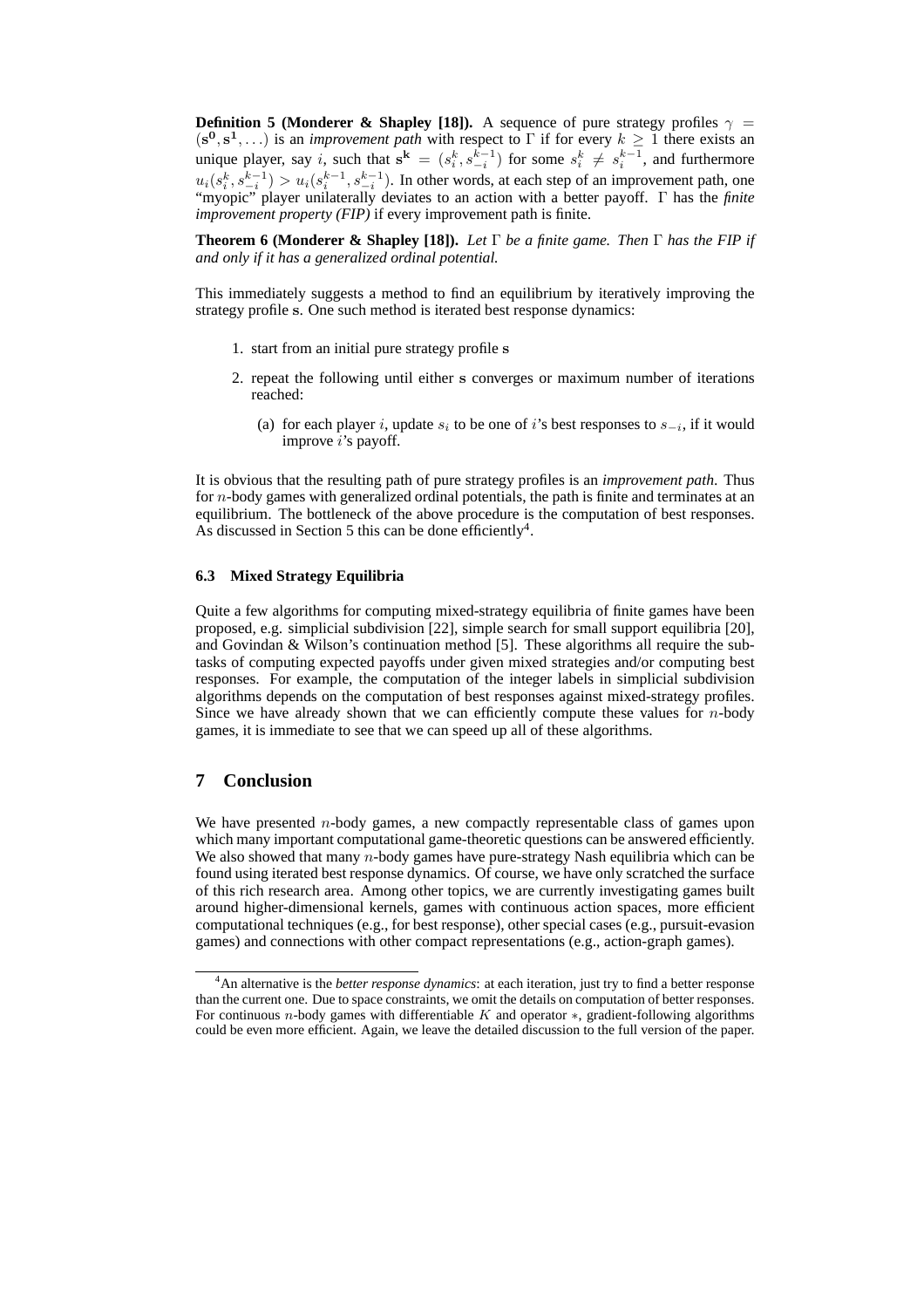**Definition 5 (Monderer & Shapley [18]).** A sequence of pure strategy profiles $\gamma = (\mathbf{s^0}, \mathbf{s^1}, \ldots)$ is an *improvement path* with respect to $\Gamma$ if for every $k \geq 1$ there exists an unique player, say $i$, such that $\mathbf{s^k} = (s_i^k, s_{-i}^{k-1})$ for some $s_i^k \neq s_i^{k-1}$, and furthermore $u_i(s_i^k, s_{-i}^{k-1}) > u_i(s_i^{k-1}, s_{-i}^{k-1})$. In other words, at each step of an improvement path, one "myopic" player unilaterally deviates to an action with a better payoff. $\Gamma$ has the *finite improvement property (FIP)* if every improvement path is finite.

**Theorem 6 (Monderer & Shapley [18]).** *Let $\Gamma$ be a finite game. Then $\Gamma$ has the FIP if and only if it has a generalized ordinal potential.*

This immediately suggests a method to find an equilibrium by iteratively improving the strategy profile $\mathbf{s}$. One such method is iterated best response dynamics:

1. start from an initial pure strategy profile $\mathbf{s}$
2. repeat the following until either $\mathbf{s}$ converges or maximum number of iterations reached:
   (a) for each player $i$, update $s_i$ to be one of $i$'s best responses to $s_{-i}$, if it would improve $i$'s payoff.

It is obvious that the resulting path of pure strategy profiles is an *improvement path*. Thus for $n$-body games with generalized ordinal potentials, the path is finite and terminates at an equilibrium. The bottleneck of the above procedure is the computation of best responses. As discussed in Section 5 this can be done efficiently[4].

### 6.3 Mixed Strategy Equilibria

Quite a few algorithms for computing mixed-strategy equilibria of finite games have been proposed, e.g. simplicial subdivision [22], simple search for small support equilibria [20], and Govindan & Wilson's continuation method [5]. These algorithms all require the subtasks of computing expected payoffs under given mixed strategies and/or computing best responses. For example, the computation of the integer labels in simplicial subdivision algorithms depends on the computation of best responses against mixed-strategy profiles. Since we have already shown that we can efficiently compute these values for $n$-body games, it is immediate to see that we can speed up all of these algorithms.

## 7 Conclusion

We have presented $n$-body games, a new compactly representable class of games upon which many important computational game-theoretic questions can be answered efficiently. We also showed that many $n$-body games have pure-strategy Nash equilibria which can be found using iterated best response dynamics. Of course, we have only scratched the surface of this rich research area. Among other topics, we are currently investigating games built around higher-dimensional kernels, games with continuous action spaces, more efficient computational techniques (e.g., for best response), other special cases (e.g., pursuit-evasion games) and connections with other compact representations (e.g., action-graph games).

[4] An alternative is the *better response dynamics*: at each iteration, just try to find a better response than the current one. Due to space constraints, we omit the details on computation of better responses. For continuous $n$-body games with differentiable $K$ and operator $*$, gradient-following algorithms could be even more efficient. Again, we leave the detailed discussion to the full version of the paper.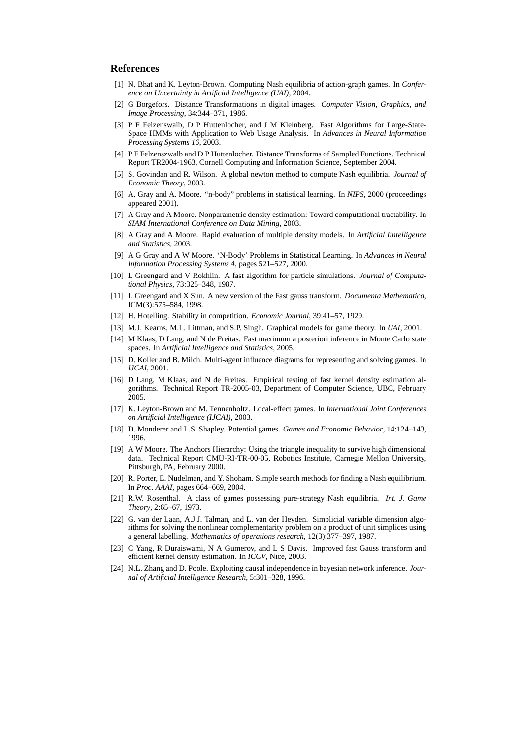## References

[1] N. Bhat and K. Leyton-Brown. Computing Nash equilibria of action-graph games. In *Conference on Uncertainty in Artificial Intelligence (UAI)*, 2004.

[2] G Borgefors. Distance Transformations in digital images. *Computer Vision, Graphics, and Image Processing*, 34:344–371, 1986.

[3] P F Felzenswalb, D P Huttenlocher, and J M Kleinberg. Fast Algorithms for Large-State-Space HMMs with Application to Web Usage Analysis. In *Advances in Neural Information Processing Systems 16*, 2003.

[4] P F Felzenszwalb and D P Huttenlocher. Distance Transforms of Sampled Functions. Technical Report TR2004-1963, Cornell Computing and Information Science, September 2004.

[5] S. Govindan and R. Wilson. A global newton method to compute Nash equilibria. *Journal of Economic Theory*, 2003.

[6] A. Gray and A. Moore. "n-body" problems in statistical learning. In *NIPS*, 2000 (proceedings appeared 2001).

[7] A Gray and A Moore. Nonparametric density estimation: Toward computational tractability. In *SIAM International Conference on Data Mining*, 2003.

[8] A Gray and A Moore. Rapid evaluation of multiple density models. In *Artificial Iintelligence and Statistics*, 2003.

[9] A G Gray and A W Moore. 'N-Body' Problems in Statistical Learning. In *Advances in Neural Information Processing Systems 4*, pages 521–527, 2000.

[10] L Greengard and V Rokhlin. A fast algorithm for particle simulations. *Journal of Computational Physics*, 73:325–348, 1987.

[11] L Greengard and X Sun. A new version of the Fast gauss transform. *Documenta Mathematica*, ICM(3):575–584, 1998.

[12] H. Hotelling. Stability in competition. *Economic Journal*, 39:41–57, 1929.

[13] M.J. Kearns, M.L. Littman, and S.P. Singh. Graphical models for game theory. In *UAI*, 2001.

[14] M Klaas, D Lang, and N de Freitas. Fast maximum a posteriori inference in Monte Carlo state spaces. In *Artificial Intelligence and Statistics*, 2005.

[15] D. Koller and B. Milch. Multi-agent influence diagrams for representing and solving games. In *IJCAI*, 2001.

[16] D Lang, M Klaas, and N de Freitas. Empirical testing of fast kernel density estimation algorithms. Technical Report TR-2005-03, Department of Computer Science, UBC, February 2005.

[17] K. Leyton-Brown and M. Tennenholtz. Local-effect games. In *International Joint Conferences on Artificial Intelligence (IJCAI)*, 2003.

[18] D. Monderer and L.S. Shapley. Potential games. *Games and Economic Behavior*, 14:124–143, 1996.

[19] A W Moore. The Anchors Hierarchy: Using the triangle inequality to survive high dimensional data. Technical Report CMU-RI-TR-00-05, Robotics Institute, Carnegie Mellon University, Pittsburgh, PA, February 2000.

[20] R. Porter, E. Nudelman, and Y. Shoham. Simple search methods for finding a Nash equilibrium. In *Proc. AAAI*, pages 664–669, 2004.

[21] R.W. Rosenthal. A class of games possessing pure-strategy Nash equilibria. *Int. J. Game Theory*, 2:65–67, 1973.

[22] G. van der Laan, A.J.J. Talman, and L. van der Heyden. Simplicial variable dimension algorithms for solving the nonlinear complementarity problem on a product of unit simplices using a general labelling. *Mathematics of operations research*, 12(3):377–397, 1987.

[23] C Yang, R Duraiswami, N A Gumerov, and L S Davis. Improved fast Gauss transform and efficient kernel density estimation. In *ICCV*, Nice, 2003.

[24] N.L. Zhang and D. Poole. Exploiting causal independence in bayesian network inference. *Journal of Artificial Intelligence Research*, 5:301–328, 1996.